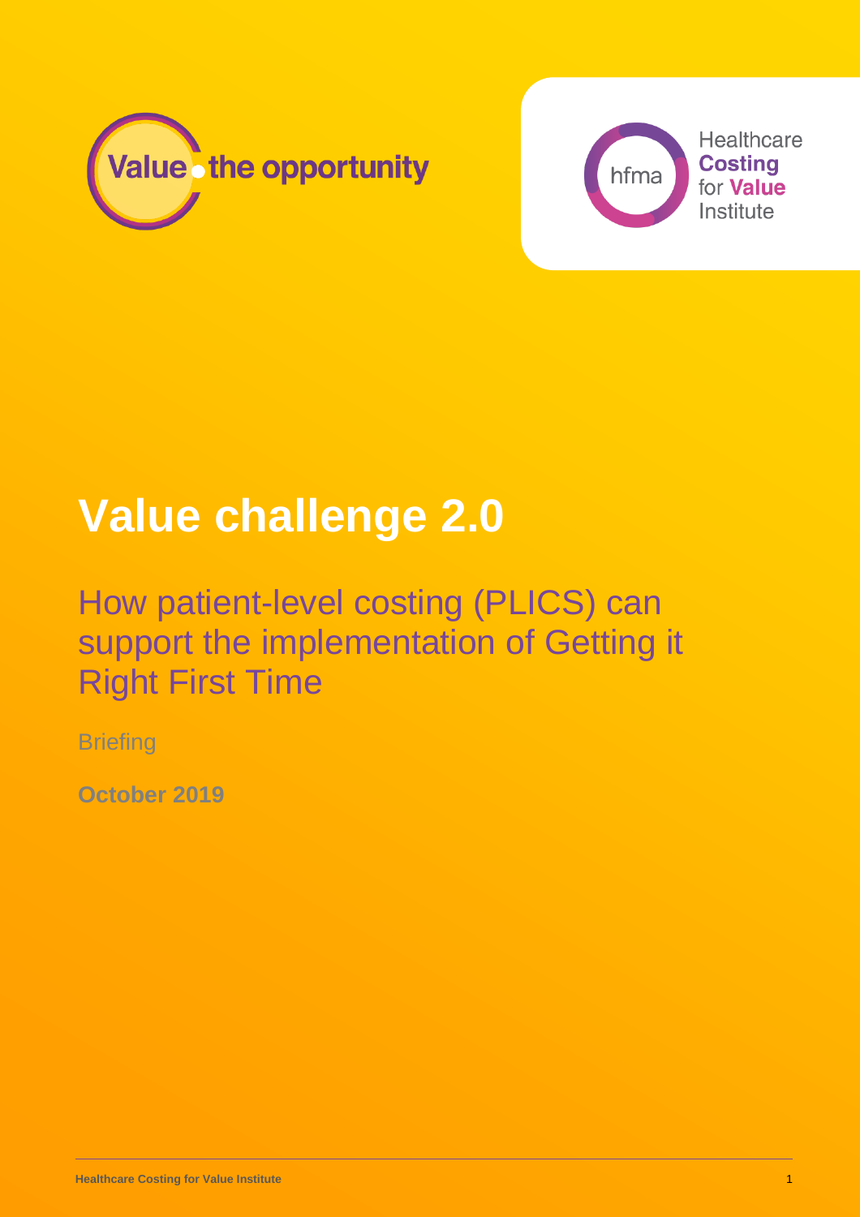Value the opportunity

hfma Healthcare Costing for Value Institute

# Value challenge 2.0

## How patient-level costing (PLICS) can support the implementation of Getting it Right First Time

Briefing

**October 2019**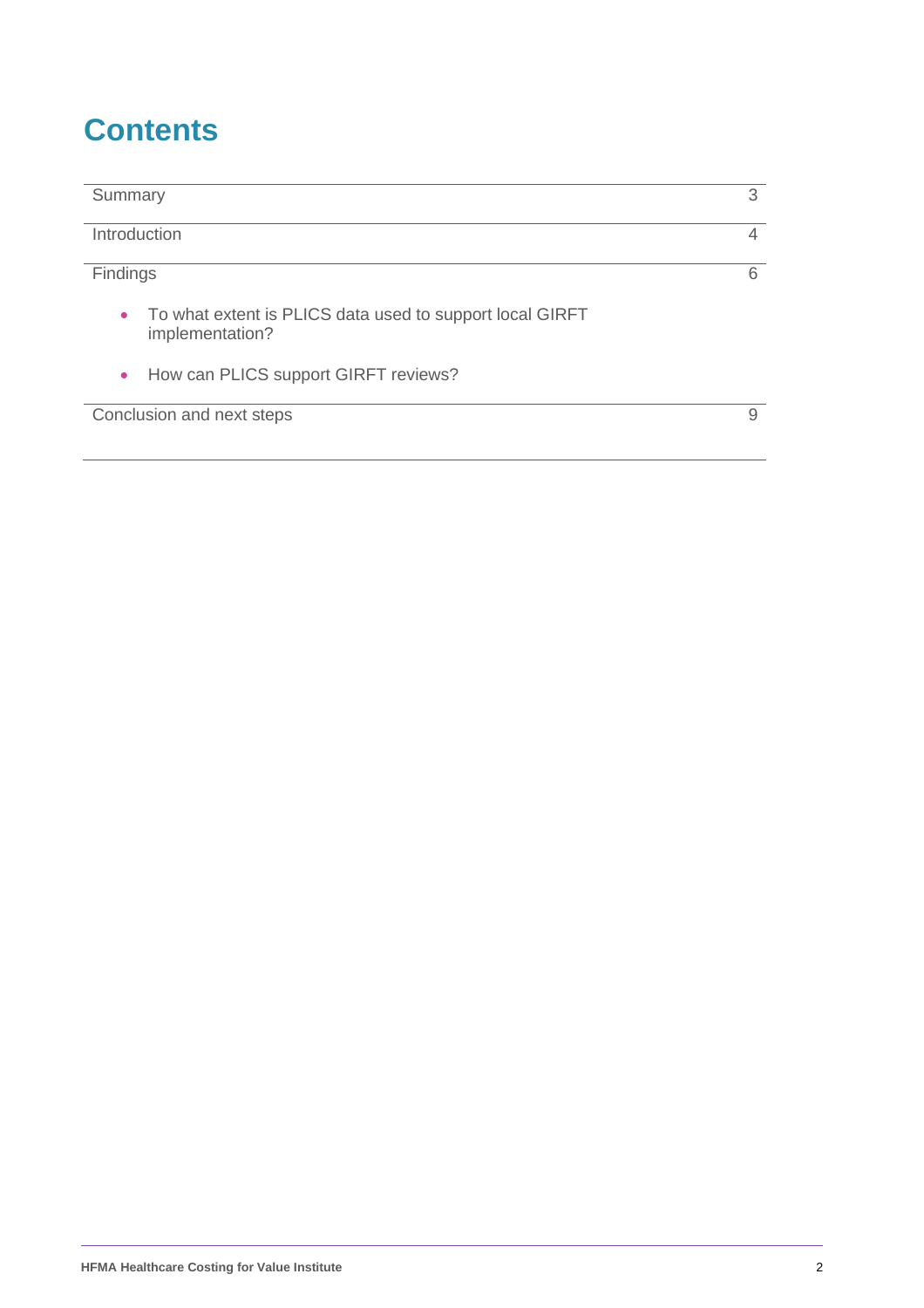# Contents

| | |
|---|---|
| Summary | 3 |
| Introduction | 4 |
| Findings | 6 |
| • To what extent is PLICS data used to support local GIRFT implementation? | |
| • How can PLICS support GIRFT reviews? | |
| Conclusion and next steps | 9 |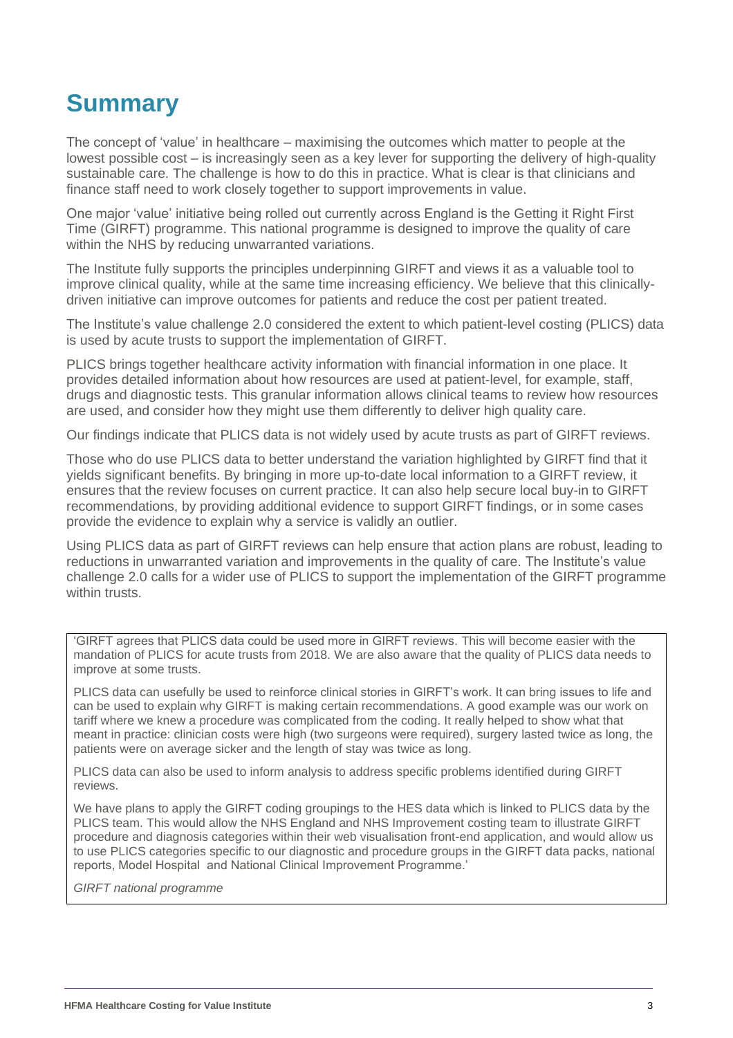# Summary

The concept of 'value' in healthcare – maximising the outcomes which matter to people at the lowest possible cost – is increasingly seen as a key lever for supporting the delivery of high-quality sustainable care. The challenge is how to do this in practice. What is clear is that clinicians and finance staff need to work closely together to support improvements in value.

One major 'value' initiative being rolled out currently across England is the Getting it Right First Time (GIRFT) programme. This national programme is designed to improve the quality of care within the NHS by reducing unwarranted variations.

The Institute fully supports the principles underpinning GIRFT and views it as a valuable tool to improve clinical quality, while at the same time increasing efficiency. We believe that this clinically-driven initiative can improve outcomes for patients and reduce the cost per patient treated.

The Institute's value challenge 2.0 considered the extent to which patient-level costing (PLICS) data is used by acute trusts to support the implementation of GIRFT.

PLICS brings together healthcare activity information with financial information in one place. It provides detailed information about how resources are used at patient-level, for example, staff, drugs and diagnostic tests. This granular information allows clinical teams to review how resources are used, and consider how they might use them differently to deliver high quality care.

Our findings indicate that PLICS data is not widely used by acute trusts as part of GIRFT reviews.

Those who do use PLICS data to better understand the variation highlighted by GIRFT find that it yields significant benefits. By bringing in more up-to-date local information to a GIRFT review, it ensures that the review focuses on current practice. It can also help secure local buy-in to GIRFT recommendations, by providing additional evidence to support GIRFT findings, or in some cases provide the evidence to explain why a service is validly an outlier.

Using PLICS data as part of GIRFT reviews can help ensure that action plans are robust, leading to reductions in unwarranted variation and improvements in the quality of care. The Institute's value challenge 2.0 calls for a wider use of PLICS to support the implementation of the GIRFT programme within trusts.

> 'GIRFT agrees that PLICS data could be used more in GIRFT reviews. This will become easier with the mandation of PLICS for acute trusts from 2018. We are also aware that the quality of PLICS data needs to improve at some trusts.
>
> PLICS data can usefully be used to reinforce clinical stories in GIRFT's work. It can bring issues to life and can be used to explain why GIRFT is making certain recommendations. A good example was our work on tariff where we knew a procedure was complicated from the coding. It really helped to show what that meant in practice: clinician costs were high (two surgeons were required), surgery lasted twice as long, the patients were on average sicker and the length of stay was twice as long.
>
> PLICS data can also be used to inform analysis to address specific problems identified during GIRFT reviews.
>
> We have plans to apply the GIRFT coding groupings to the HES data which is linked to PLICS data by the PLICS team. This would allow the NHS England and NHS Improvement costing team to illustrate GIRFT procedure and diagnosis categories within their web visualisation front-end application, and would allow us to use PLICS categories specific to our diagnostic and procedure groups in the GIRFT data packs, national reports, Model Hospital and National Clinical Improvement Programme.'
>
> *GIRFT national programme*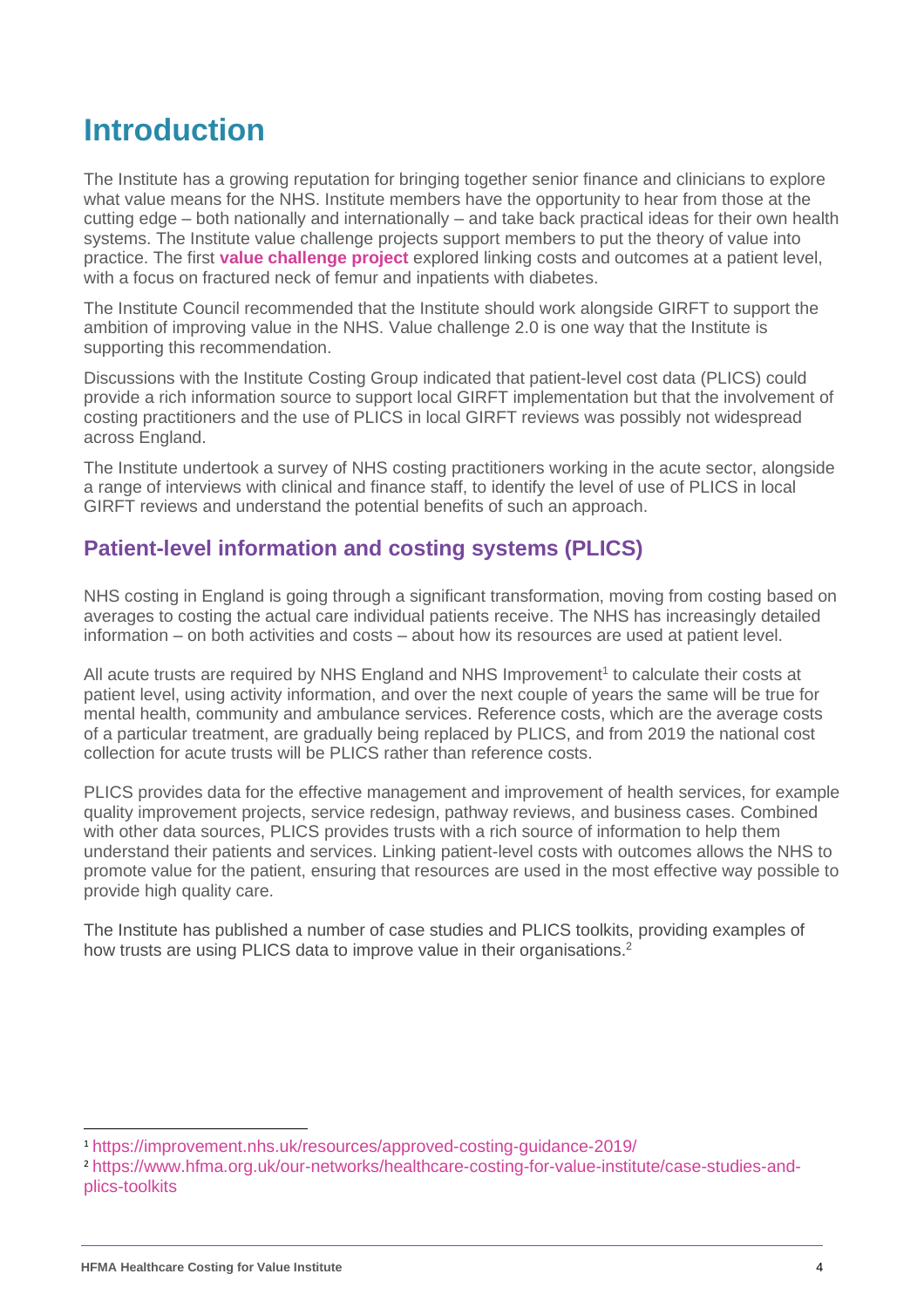# Introduction

The Institute has a growing reputation for bringing together senior finance and clinicians to explore what value means for the NHS. Institute members have the opportunity to hear from those at the cutting edge – both nationally and internationally – and take back practical ideas for their own health systems. The Institute value challenge projects support members to put the theory of value into practice. The first **value challenge project** explored linking costs and outcomes at a patient level, with a focus on fractured neck of femur and inpatients with diabetes.

The Institute Council recommended that the Institute should work alongside GIRFT to support the ambition of improving value in the NHS. Value challenge 2.0 is one way that the Institute is supporting this recommendation.

Discussions with the Institute Costing Group indicated that patient-level cost data (PLICS) could provide a rich information source to support local GIRFT implementation but that the involvement of costing practitioners and the use of PLICS in local GIRFT reviews was possibly not widespread across England.

The Institute undertook a survey of NHS costing practitioners working in the acute sector, alongside a range of interviews with clinical and finance staff, to identify the level of use of PLICS in local GIRFT reviews and understand the potential benefits of such an approach.

## Patient-level information and costing systems (PLICS)

NHS costing in England is going through a significant transformation, moving from costing based on averages to costing the actual care individual patients receive. The NHS has increasingly detailed information – on both activities and costs – about how its resources are used at patient level.

All acute trusts are required by NHS England and NHS Improvement[1] to calculate their costs at patient level, using activity information, and over the next couple of years the same will be true for mental health, community and ambulance services. Reference costs, which are the average costs of a particular treatment, are gradually being replaced by PLICS, and from 2019 the national cost collection for acute trusts will be PLICS rather than reference costs.

PLICS provides data for the effective management and improvement of health services, for example quality improvement projects, service redesign, pathway reviews, and business cases. Combined with other data sources, PLICS provides trusts with a rich source of information to help them understand their patients and services. Linking patient-level costs with outcomes allows the NHS to promote value for the patient, ensuring that resources are used in the most effective way possible to provide high quality care.

The Institute has published a number of case studies and PLICS toolkits, providing examples of how trusts are using PLICS data to improve value in their organisations.[2]

[1] https://improvement.nhs.uk/resources/approved-costing-guidance-2019/

[2] https://www.hfma.org.uk/our-networks/healthcare-costing-for-value-institute/case-studies-and-plics-toolkits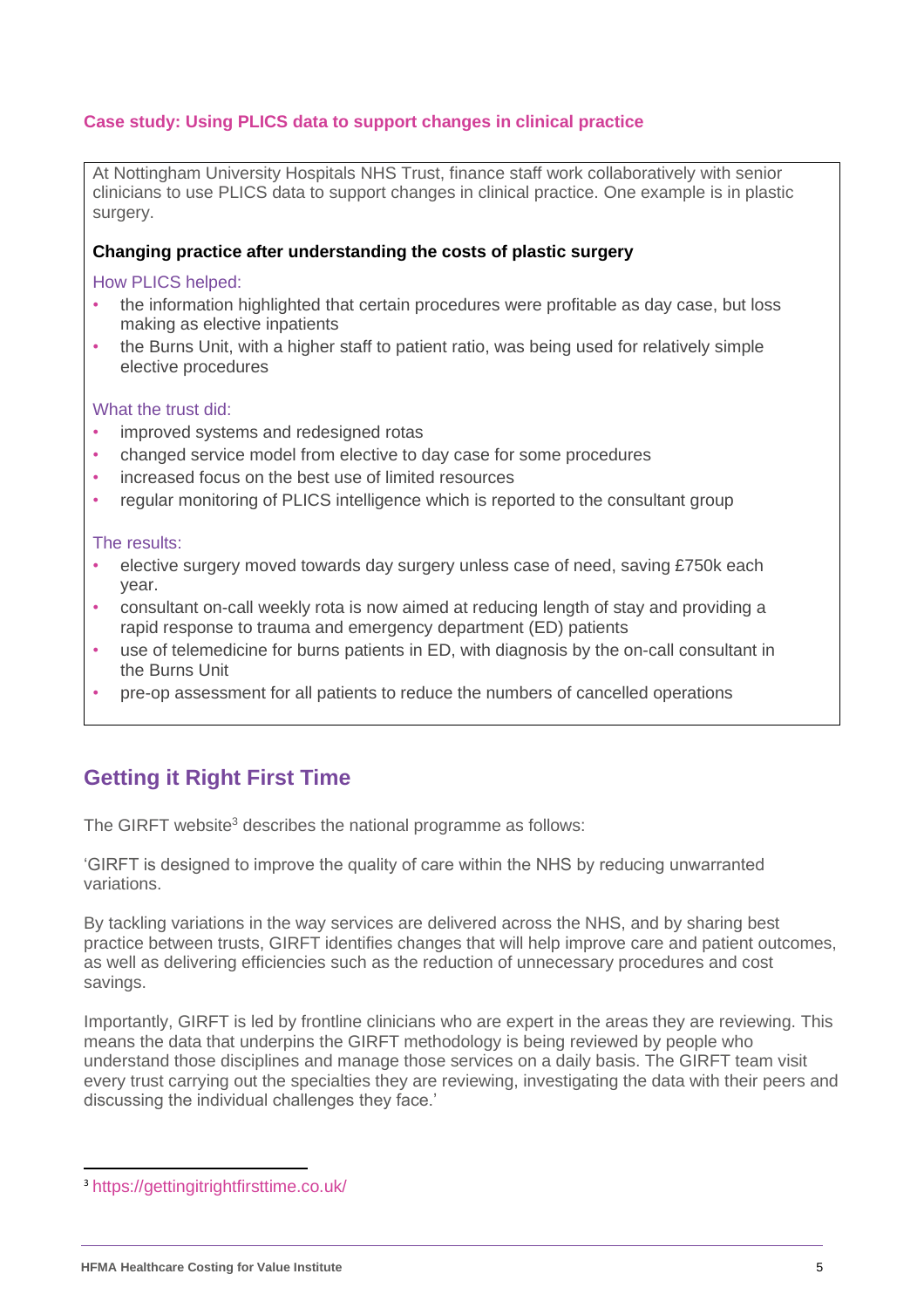### Case study: Using PLICS data to support changes in clinical practice

At Nottingham University Hospitals NHS Trust, finance staff work collaboratively with senior clinicians to use PLICS data to support changes in clinical practice. One example is in plastic surgery.

**Changing practice after understanding the costs of plastic surgery**

How PLICS helped:

- the information highlighted that certain procedures were profitable as day case, but loss making as elective inpatients
- the Burns Unit, with a higher staff to patient ratio, was being used for relatively simple elective procedures

What the trust did:

- improved systems and redesigned rotas
- changed service model from elective to day case for some procedures
- increased focus on the best use of limited resources
- regular monitoring of PLICS intelligence which is reported to the consultant group

The results:

- elective surgery moved towards day surgery unless case of need, saving £750k each year.
- consultant on-call weekly rota is now aimed at reducing length of stay and providing a rapid response to trauma and emergency department (ED) patients
- use of telemedicine for burns patients in ED, with diagnosis by the on-call consultant in the Burns Unit
- pre-op assessment for all patients to reduce the numbers of cancelled operations

## Getting it Right First Time

The GIRFT website[3] describes the national programme as follows:

'GIRFT is designed to improve the quality of care within the NHS by reducing unwarranted variations.

By tackling variations in the way services are delivered across the NHS, and by sharing best practice between trusts, GIRFT identifies changes that will help improve care and patient outcomes, as well as delivering efficiencies such as the reduction of unnecessary procedures and cost savings.

Importantly, GIRFT is led by frontline clinicians who are expert in the areas they are reviewing. This means the data that underpins the GIRFT methodology is being reviewed by people who understand those disciplines and manage those services on a daily basis. The GIRFT team visit every trust carrying out the specialties they are reviewing, investigating the data with their peers and discussing the individual challenges they face.'

[3] https://gettingitrightfirsttime.co.uk/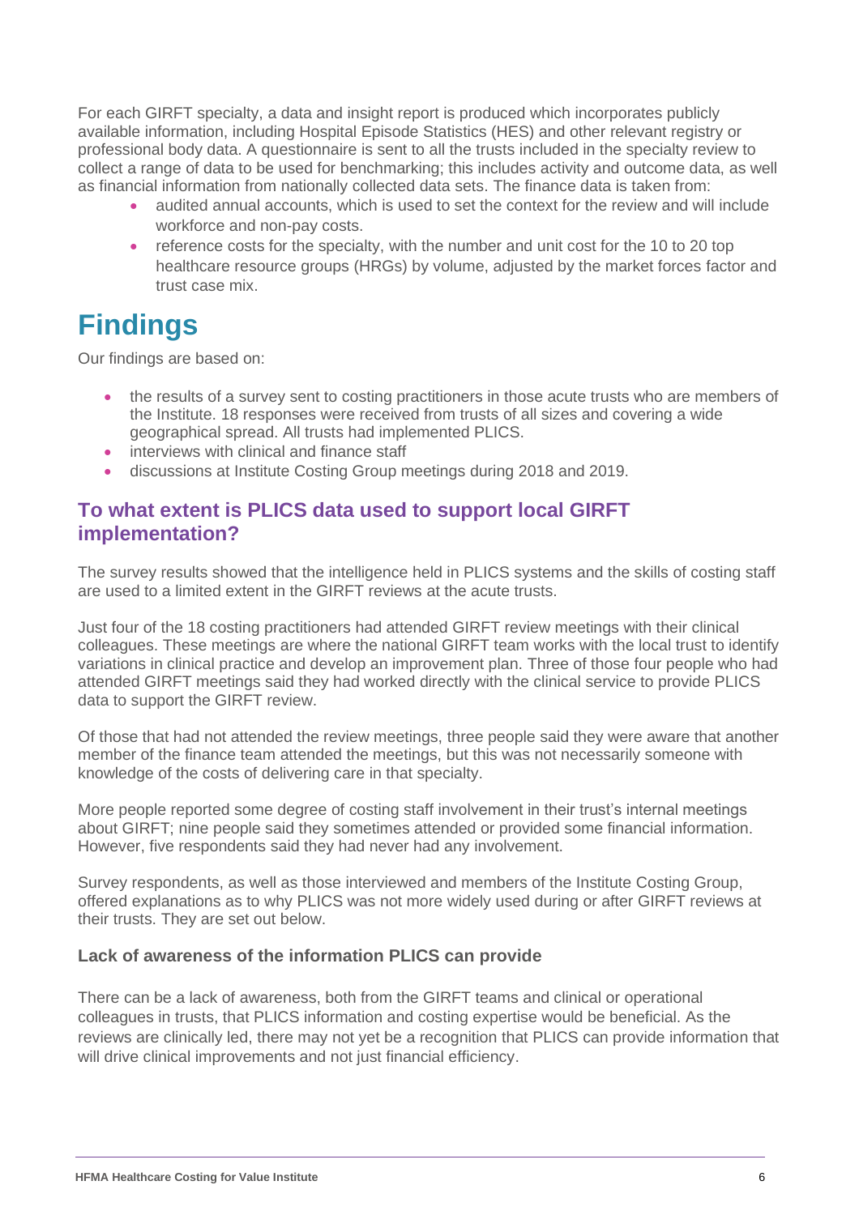For each GIRFT specialty, a data and insight report is produced which incorporates publicly available information, including Hospital Episode Statistics (HES) and other relevant registry or professional body data. A questionnaire is sent to all the trusts included in the specialty review to collect a range of data to be used for benchmarking; this includes activity and outcome data, as well as financial information from nationally collected data sets. The finance data is taken from:

- audited annual accounts, which is used to set the context for the review and will include workforce and non-pay costs.
- reference costs for the specialty, with the number and unit cost for the 10 to 20 top healthcare resource groups (HRGs) by volume, adjusted by the market forces factor and trust case mix.

# Findings

Our findings are based on:

- the results of a survey sent to costing practitioners in those acute trusts who are members of the Institute. 18 responses were received from trusts of all sizes and covering a wide geographical spread. All trusts had implemented PLICS.
- interviews with clinical and finance staff
- discussions at Institute Costing Group meetings during 2018 and 2019.

## To what extent is PLICS data used to support local GIRFT implementation?

The survey results showed that the intelligence held in PLICS systems and the skills of costing staff are used to a limited extent in the GIRFT reviews at the acute trusts.

Just four of the 18 costing practitioners had attended GIRFT review meetings with their clinical colleagues. These meetings are where the national GIRFT team works with the local trust to identify variations in clinical practice and develop an improvement plan. Three of those four people who had attended GIRFT meetings said they had worked directly with the clinical service to provide PLICS data to support the GIRFT review.

Of those that had not attended the review meetings, three people said they were aware that another member of the finance team attended the meetings, but this was not necessarily someone with knowledge of the costs of delivering care in that specialty.

More people reported some degree of costing staff involvement in their trust's internal meetings about GIRFT; nine people said they sometimes attended or provided some financial information. However, five respondents said they had never had any involvement.

Survey respondents, as well as those interviewed and members of the Institute Costing Group, offered explanations as to why PLICS was not more widely used during or after GIRFT reviews at their trusts. They are set out below.

### Lack of awareness of the information PLICS can provide

There can be a lack of awareness, both from the GIRFT teams and clinical or operational colleagues in trusts, that PLICS information and costing expertise would be beneficial. As the reviews are clinically led, there may not yet be a recognition that PLICS can provide information that will drive clinical improvements and not just financial efficiency.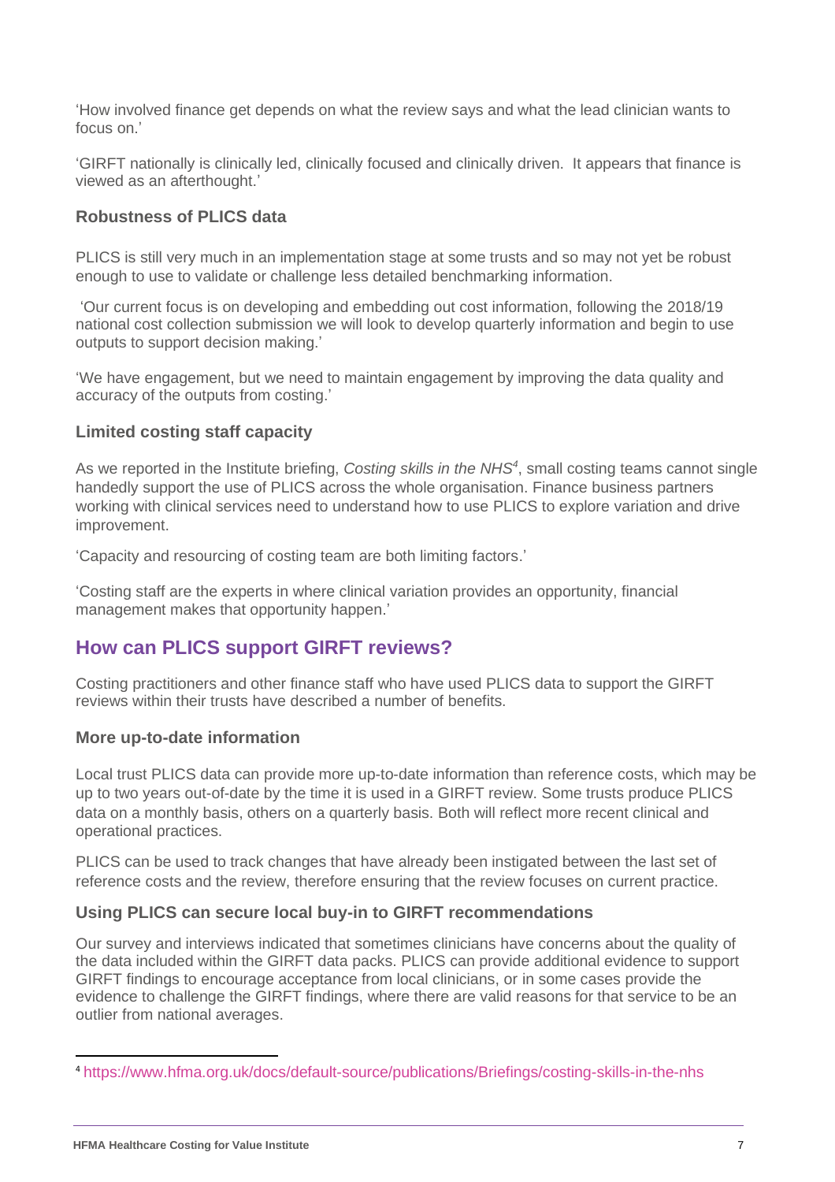'How involved finance get depends on what the review says and what the lead clinician wants to focus on.'

'GIRFT nationally is clinically led, clinically focused and clinically driven.  It appears that finance is viewed as an afterthought.'

### Robustness of PLICS data

PLICS is still very much in an implementation stage at some trusts and so may not yet be robust enough to use to validate or challenge less detailed benchmarking information.

'Our current focus is on developing and embedding out cost information, following the 2018/19 national cost collection submission we will look to develop quarterly information and begin to use outputs to support decision making.'

'We have engagement, but we need to maintain engagement by improving the data quality and accuracy of the outputs from costing.'

### Limited costing staff capacity

As we reported in the Institute briefing, *Costing skills in the NHS*[4], small costing teams cannot single handedly support the use of PLICS across the whole organisation. Finance business partners working with clinical services need to understand how to use PLICS to explore variation and drive improvement.

'Capacity and resourcing of costing team are both limiting factors.'

'Costing staff are the experts in where clinical variation provides an opportunity, financial management makes that opportunity happen.'

## How can PLICS support GIRFT reviews?

Costing practitioners and other finance staff who have used PLICS data to support the GIRFT reviews within their trusts have described a number of benefits.

### More up-to-date information

Local trust PLICS data can provide more up-to-date information than reference costs, which may be up to two years out-of-date by the time it is used in a GIRFT review. Some trusts produce PLICS data on a monthly basis, others on a quarterly basis. Both will reflect more recent clinical and operational practices.

PLICS can be used to track changes that have already been instigated between the last set of reference costs and the review, therefore ensuring that the review focuses on current practice.

### Using PLICS can secure local buy-in to GIRFT recommendations

Our survey and interviews indicated that sometimes clinicians have concerns about the quality of the data included within the GIRFT data packs. PLICS can provide additional evidence to support GIRFT findings to encourage acceptance from local clinicians, or in some cases provide the evidence to challenge the GIRFT findings, where there are valid reasons for that service to be an outlier from national averages.

[4] https://www.hfma.org.uk/docs/default-source/publications/Briefings/costing-skills-in-the-nhs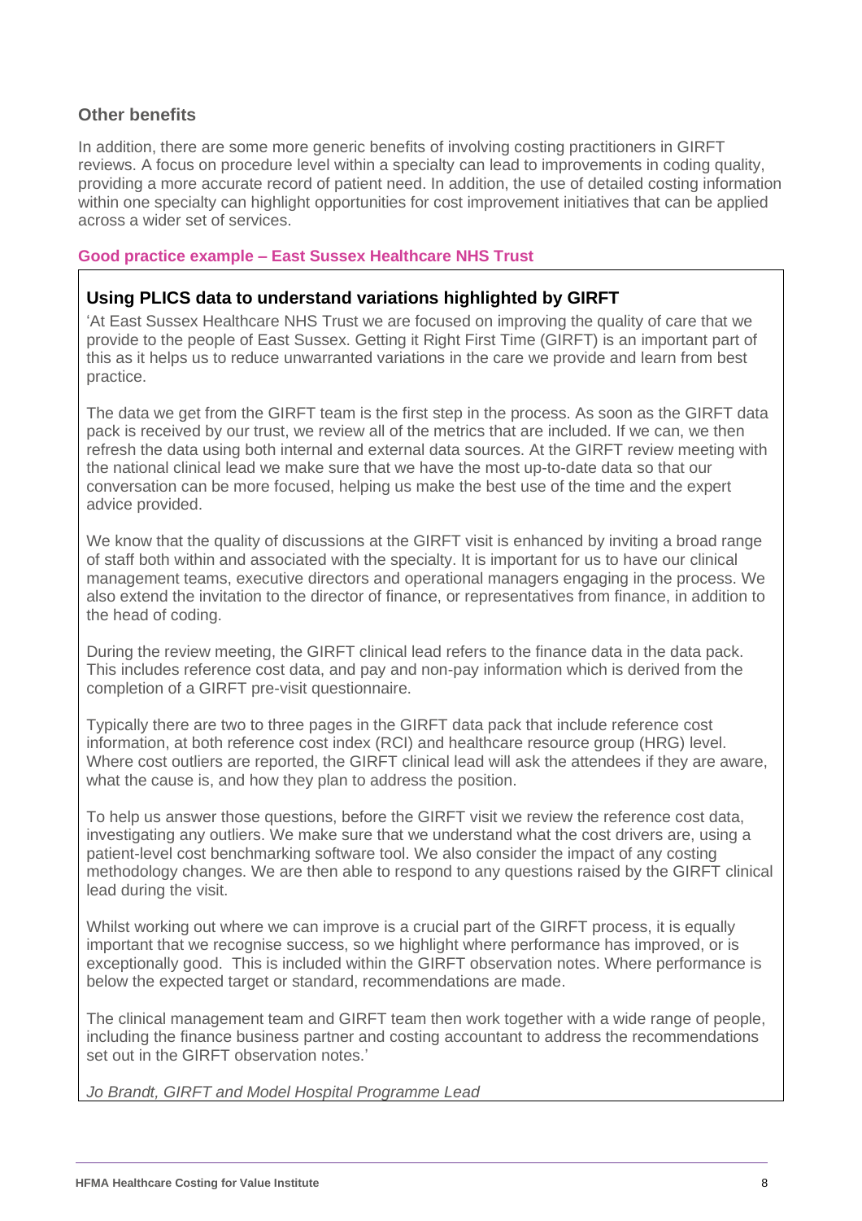## Other benefits

In addition, there are some more generic benefits of involving costing practitioners in GIRFT reviews. A focus on procedure level within a specialty can lead to improvements in coding quality, providing a more accurate record of patient need. In addition, the use of detailed costing information within one specialty can highlight opportunities for cost improvement initiatives that can be applied across a wider set of services.

**Good practice example – East Sussex Healthcare NHS Trust**

### Using PLICS data to understand variations highlighted by GIRFT

'At East Sussex Healthcare NHS Trust we are focused on improving the quality of care that we provide to the people of East Sussex. Getting it Right First Time (GIRFT) is an important part of this as it helps us to reduce unwarranted variations in the care we provide and learn from best practice.

The data we get from the GIRFT team is the first step in the process. As soon as the GIRFT data pack is received by our trust, we review all of the metrics that are included. If we can, we then refresh the data using both internal and external data sources. At the GIRFT review meeting with the national clinical lead we make sure that we have the most up-to-date data so that our conversation can be more focused, helping us make the best use of the time and the expert advice provided.

We know that the quality of discussions at the GIRFT visit is enhanced by inviting a broad range of staff both within and associated with the specialty. It is important for us to have our clinical management teams, executive directors and operational managers engaging in the process. We also extend the invitation to the director of finance, or representatives from finance, in addition to the head of coding.

During the review meeting, the GIRFT clinical lead refers to the finance data in the data pack. This includes reference cost data, and pay and non-pay information which is derived from the completion of a GIRFT pre-visit questionnaire.

Typically there are two to three pages in the GIRFT data pack that include reference cost information, at both reference cost index (RCI) and healthcare resource group (HRG) level. Where cost outliers are reported, the GIRFT clinical lead will ask the attendees if they are aware, what the cause is, and how they plan to address the position.

To help us answer those questions, before the GIRFT visit we review the reference cost data, investigating any outliers. We make sure that we understand what the cost drivers are, using a patient-level cost benchmarking software tool. We also consider the impact of any costing methodology changes. We are then able to respond to any questions raised by the GIRFT clinical lead during the visit.

Whilst working out where we can improve is a crucial part of the GIRFT process, it is equally important that we recognise success, so we highlight where performance has improved, or is exceptionally good. This is included within the GIRFT observation notes. Where performance is below the expected target or standard, recommendations are made.

The clinical management team and GIRFT team then work together with a wide range of people, including the finance business partner and costing accountant to address the recommendations set out in the GIRFT observation notes.'

*Jo Brandt, GIRFT and Model Hospital Programme Lead*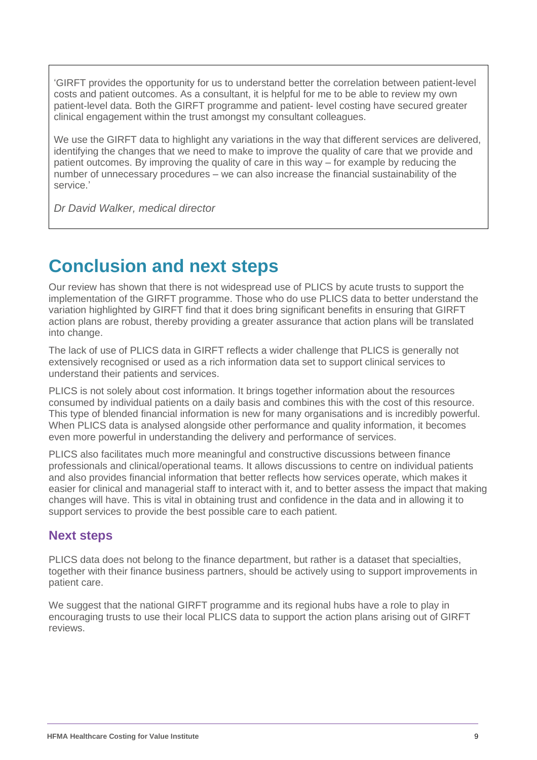'GIRFT provides the opportunity for us to understand better the correlation between patient-level costs and patient outcomes. As a consultant, it is helpful for me to be able to review my own patient-level data. Both the GIRFT programme and patient- level costing have secured greater clinical engagement within the trust amongst my consultant colleagues.

We use the GIRFT data to highlight any variations in the way that different services are delivered, identifying the changes that we need to make to improve the quality of care that we provide and patient outcomes. By improving the quality of care in this way – for example by reducing the number of unnecessary procedures – we can also increase the financial sustainability of the service.'

*Dr David Walker, medical director*

# Conclusion and next steps

Our review has shown that there is not widespread use of PLICS by acute trusts to support the implementation of the GIRFT programme. Those who do use PLICS data to better understand the variation highlighted by GIRFT find that it does bring significant benefits in ensuring that GIRFT action plans are robust, thereby providing a greater assurance that action plans will be translated into change.

The lack of use of PLICS data in GIRFT reflects a wider challenge that PLICS is generally not extensively recognised or used as a rich information data set to support clinical services to understand their patients and services.

PLICS is not solely about cost information. It brings together information about the resources consumed by individual patients on a daily basis and combines this with the cost of this resource. This type of blended financial information is new for many organisations and is incredibly powerful. When PLICS data is analysed alongside other performance and quality information, it becomes even more powerful in understanding the delivery and performance of services.

PLICS also facilitates much more meaningful and constructive discussions between finance professionals and clinical/operational teams. It allows discussions to centre on individual patients and also provides financial information that better reflects how services operate, which makes it easier for clinical and managerial staff to interact with it, and to better assess the impact that making changes will have. This is vital in obtaining trust and confidence in the data and in allowing it to support services to provide the best possible care to each patient.

## Next steps

PLICS data does not belong to the finance department, but rather is a dataset that specialties, together with their finance business partners, should be actively using to support improvements in patient care.

We suggest that the national GIRFT programme and its regional hubs have a role to play in encouraging trusts to use their local PLICS data to support the action plans arising out of GIRFT reviews.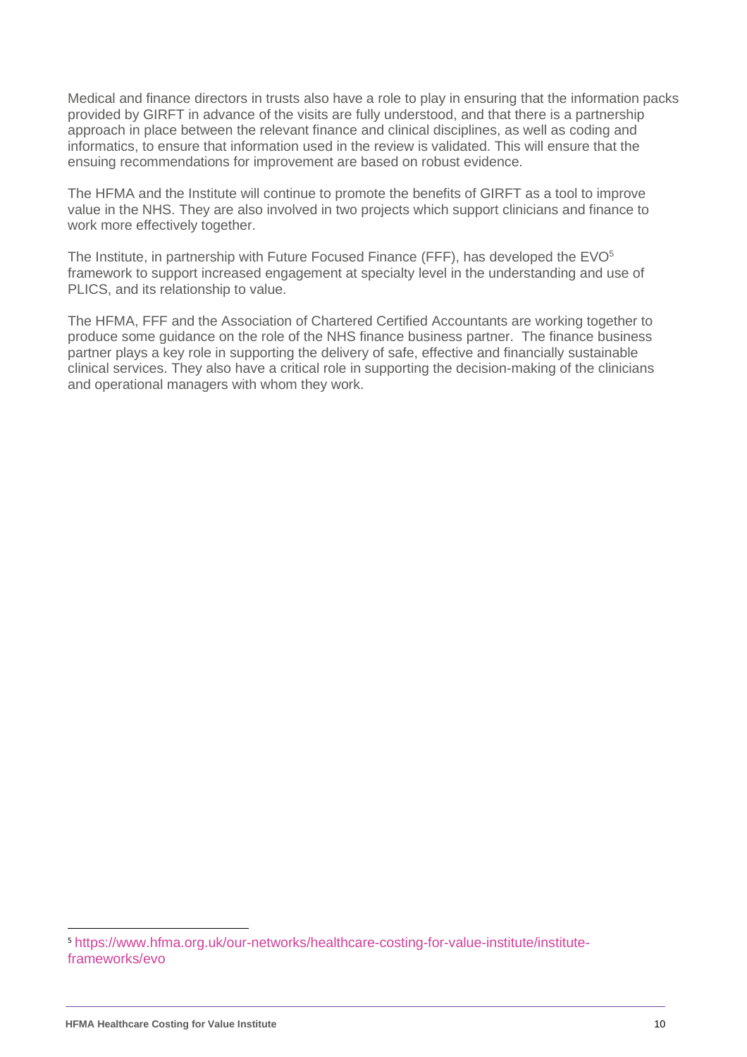Medical and finance directors in trusts also have a role to play in ensuring that the information packs provided by GIRFT in advance of the visits are fully understood, and that there is a partnership approach in place between the relevant finance and clinical disciplines, as well as coding and informatics, to ensure that information used in the review is validated. This will ensure that the ensuing recommendations for improvement are based on robust evidence.

The HFMA and the Institute will continue to promote the benefits of GIRFT as a tool to improve value in the NHS. They are also involved in two projects which support clinicians and finance to work more effectively together.

The Institute, in partnership with Future Focused Finance (FFF), has developed the EVO[5] framework to support increased engagement at specialty level in the understanding and use of PLICS, and its relationship to value.

The HFMA, FFF and the Association of Chartered Certified Accountants are working together to produce some guidance on the role of the NHS finance business partner. The finance business partner plays a key role in supporting the delivery of safe, effective and financially sustainable clinical services. They also have a critical role in supporting the decision-making of the clinicians and operational managers with whom they work.

[5] https://www.hfma.org.uk/our-networks/healthcare-costing-for-value-institute/institute-frameworks/evo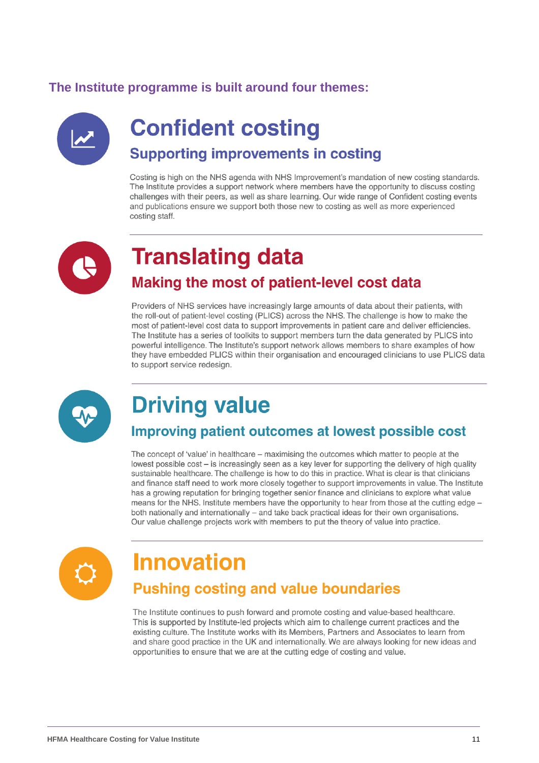### The Institute programme is built around four themes:

## Confident costing

### Supporting improvements in costing

Costing is high on the NHS agenda with NHS Improvement's mandation of new costing standards. The Institute provides a support network where members have the opportunity to discuss costing challenges with their peers, as well as share learning. Our wide range of Confident costing events and publications ensure we support both those new to costing as well as more experienced costing staff.

## Translating data

### Making the most of patient-level cost data

Providers of NHS services have increasingly large amounts of data about their patients, with the roll-out of patient-level costing (PLICS) across the NHS. The challenge is how to make the most of patient-level cost data to support improvements in patient care and deliver efficiencies. The Institute has a series of toolkits to support members turn the data generated by PLICS into powerful intelligence. The Institute's support network allows members to share examples of how they have embedded PLICS within their organisation and encouraged clinicians to use PLICS data to support service redesign.

## Driving value

### Improving patient outcomes at lowest possible cost

The concept of 'value' in healthcare – maximising the outcomes which matter to people at the lowest possible cost – is increasingly seen as a key lever for supporting the delivery of high quality sustainable healthcare. The challenge is how to do this in practice. What is clear is that clinicians and finance staff need to work more closely together to support improvements in value. The Institute has a growing reputation for bringing together senior finance and clinicians to explore what value means for the NHS. Institute members have the opportunity to hear from those at the cutting edge – both nationally and internationally – and take back practical ideas for their own organisations. Our value challenge projects work with members to put the theory of value into practice.

## Innovation

### Pushing costing and value boundaries

The Institute continues to push forward and promote costing and value-based healthcare. This is supported by Institute-led projects which aim to challenge current practices and the existing culture. The Institute works with its Members, Partners and Associates to learn from and share good practice in the UK and internationally. We are always looking for new ideas and opportunities to ensure that we are at the cutting edge of costing and value.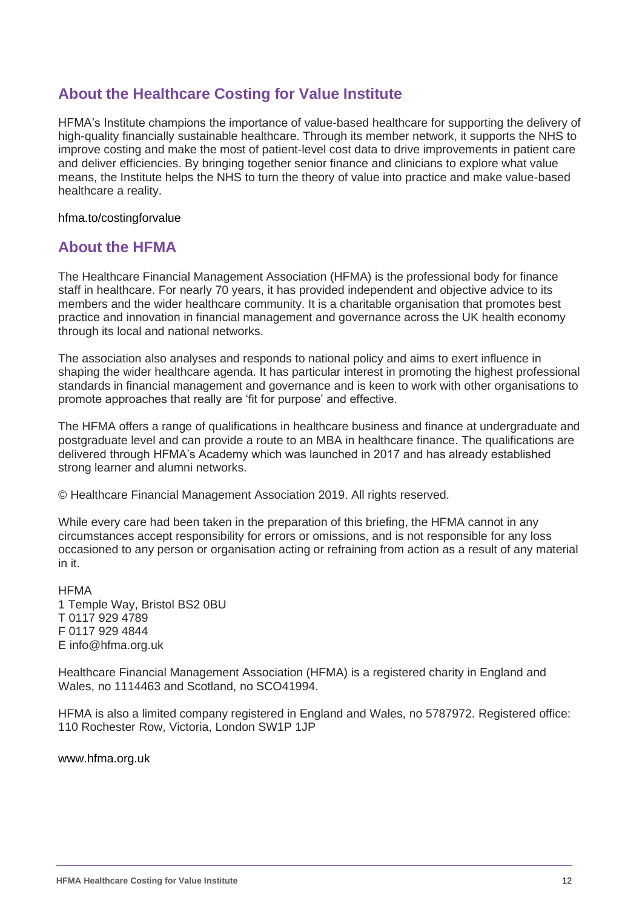## About the Healthcare Costing for Value Institute

HFMA's Institute champions the importance of value-based healthcare for supporting the delivery of high-quality financially sustainable healthcare. Through its member network, it supports the NHS to improve costing and make the most of patient-level cost data to drive improvements in patient care and deliver efficiencies. By bringing together senior finance and clinicians to explore what value means, the Institute helps the NHS to turn the theory of value into practice and make value-based healthcare a reality.

hfma.to/costingforvalue

## About the HFMA

The Healthcare Financial Management Association (HFMA) is the professional body for finance staff in healthcare. For nearly 70 years, it has provided independent and objective advice to its members and the wider healthcare community. It is a charitable organisation that promotes best practice and innovation in financial management and governance across the UK health economy through its local and national networks.

The association also analyses and responds to national policy and aims to exert influence in shaping the wider healthcare agenda. It has particular interest in promoting the highest professional standards in financial management and governance and is keen to work with other organisations to promote approaches that really are 'fit for purpose' and effective.

The HFMA offers a range of qualifications in healthcare business and finance at undergraduate and postgraduate level and can provide a route to an MBA in healthcare finance. The qualifications are delivered through HFMA's Academy which was launched in 2017 and has already established strong learner and alumni networks.

© Healthcare Financial Management Association 2019. All rights reserved.

While every care had been taken in the preparation of this briefing, the HFMA cannot in any circumstances accept responsibility for errors or omissions, and is not responsible for any loss occasioned to any person or organisation acting or refraining from action as a result of any material in it.

HFMA
1 Temple Way, Bristol BS2 0BU
T 0117 929 4789
F 0117 929 4844
E info@hfma.org.uk

Healthcare Financial Management Association (HFMA) is a registered charity in England and Wales, no 1114463 and Scotland, no SCO41994.

HFMA is also a limited company registered in England and Wales, no 5787972. Registered office: 110 Rochester Row, Victoria, London SW1P 1JP

www.hfma.org.uk